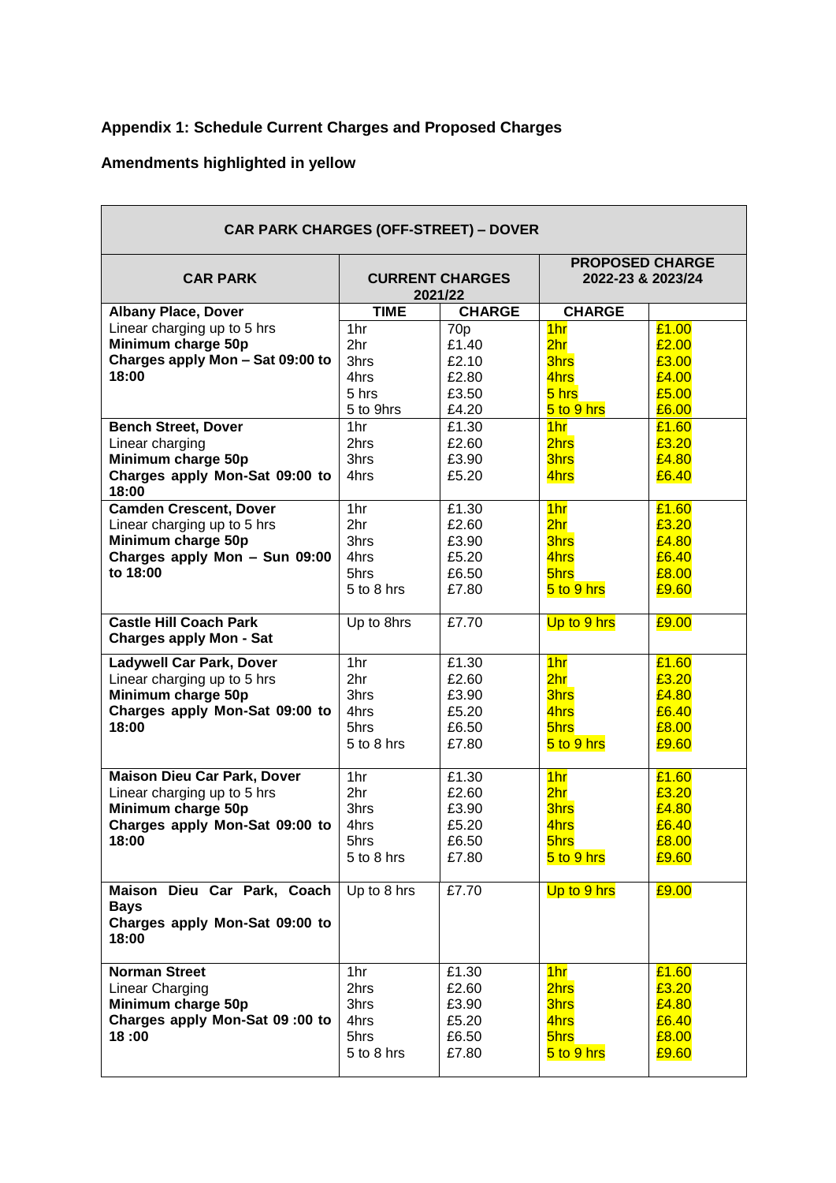**Appendix 1: Schedule Current Charges and Proposed Charges**

**Amendments highlighted in yellow**

| CAR PARK CHARGES (OFF-STREET) – DOVER | | | | |
|---|---|---|---|---|
| **CAR PARK** | **CURRENT CHARGES 2021/22** | | **PROPOSED CHARGE 2022-23 & 2023/24** | |
| **Albany Place, Dover** | **TIME** | **CHARGE** | **CHARGE** | |
| Linear charging up to 5 hrs<br>**Minimum charge 50p**<br>**Charges apply Mon – Sat 09:00 to 18:00** | 1hr<br>2hr<br>3hrs<br>4hrs<br>5 hrs<br>5 to 9hrs | 70p<br>£1.40<br>£2.10<br>£2.80<br>£3.50<br>£4.20 | 1hr<br>2hr<br>3hrs<br>4hrs<br>5 hrs<br>5 to 9 hrs | £1.00<br>£2.00<br>£3.00<br>£4.00<br>£5.00<br>£6.00 |
| **Bench Street, Dover**<br>Linear charging<br>**Minimum charge 50p**<br>**Charges apply Mon-Sat 09:00 to 18:00** | 1hr<br>2hrs<br>3hrs<br>4hrs | £1.30<br>£2.60<br>£3.90<br>£5.20 | 1hr<br>2hrs<br>3hrs<br>4hrs | £1.60<br>£3.20<br>£4.80<br>£6.40 |
| **Camden Crescent, Dover**<br>Linear charging up to 5 hrs<br>**Minimum charge 50p**<br>**Charges apply Mon – Sun 09:00 to 18:00** | 1hr<br>2hr<br>3hrs<br>4hrs<br>5hrs<br>5 to 8 hrs | £1.30<br>£2.60<br>£3.90<br>£5.20<br>£6.50<br>£7.80 | 1hr<br>2hr<br>3hrs<br>4hrs<br>5hrs<br>5 to 9 hrs | £1.60<br>£3.20<br>£4.80<br>£6.40<br>£8.00<br>£9.60 |
| **Castle Hill Coach Park**<br>**Charges apply Mon - Sat** | Up to 8hrs | £7.70 | Up to 9 hrs | £9.00 |
| **Ladywell Car Park, Dover**<br>Linear charging up to 5 hrs<br>**Minimum charge 50p**<br>**Charges apply Mon-Sat 09:00 to 18:00** | 1hr<br>2hr<br>3hrs<br>4hrs<br>5hrs<br>5 to 8 hrs | £1.30<br>£2.60<br>£3.90<br>£5.20<br>£6.50<br>£7.80 | 1hr<br>2hr<br>3hrs<br>4hrs<br>5hrs<br>5 to 9 hrs | £1.60<br>£3.20<br>£4.80<br>£6.40<br>£8.00<br>£9.60 |
| **Maison Dieu Car Park, Dover**<br>Linear charging up to 5 hrs<br>**Minimum charge 50p**<br>**Charges apply Mon-Sat 09:00 to 18:00** | 1hr<br>2hr<br>3hrs<br>4hrs<br>5hrs<br>5 to 8 hrs | £1.30<br>£2.60<br>£3.90<br>£5.20<br>£6.50<br>£7.80 | 1hr<br>2hr<br>3hrs<br>4hrs<br>5hrs<br>5 to 9 hrs | £1.60<br>£3.20<br>£4.80<br>£6.40<br>£8.00<br>£9.60 |
| **Maison Dieu Car Park, Coach Bays**<br>**Charges apply Mon-Sat 09:00 to 18:00** | Up to 8 hrs | £7.70 | Up to 9 hrs | £9.00 |
| **Norman Street**<br>Linear Charging<br>**Minimum charge 50p**<br>**Charges apply Mon-Sat 09 :00 to 18 :00** | 1hr<br>2hrs<br>3hrs<br>4hrs<br>5hrs<br>5 to 8 hrs | £1.30<br>£2.60<br>£3.90<br>£5.20<br>£6.50<br>£7.80 | 1hr<br>2hrs<br>3hrs<br>4hrs<br>5hrs<br>5 to 9 hrs | £1.60<br>£3.20<br>£4.80<br>£6.40<br>£8.00<br>£9.60 |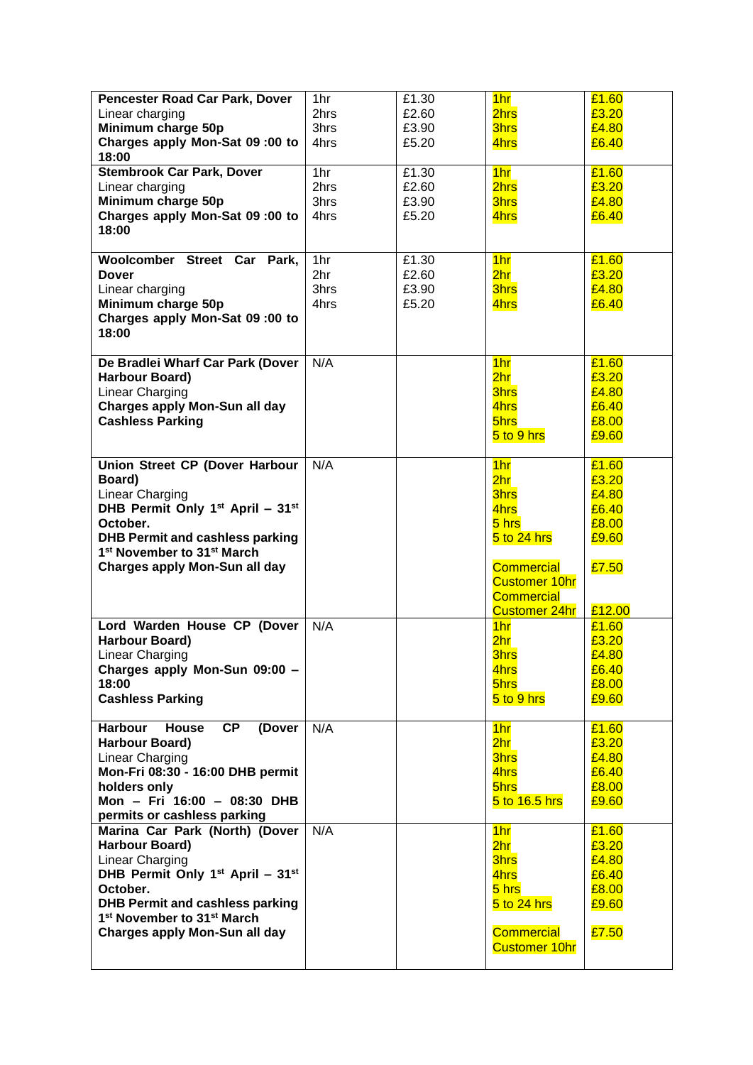| | | | | |
|---|---|---|---|---|
| **Pencester Road Car Park, Dover**<br>Linear charging<br>**Minimum charge 50p**<br>**Charges apply Mon-Sat 09 :00 to 18:00** | 1hr<br>2hrs<br>3hrs<br>4hrs | £1.30<br>£2.60<br>£3.90<br>£5.20 | 1hr<br>2hrs<br>3hrs<br>4hrs | £1.60<br>£3.20<br>£4.80<br>£6.40 |
| **Stembrook Car Park, Dover**<br>Linear charging<br>**Minimum charge 50p**<br>**Charges apply Mon-Sat 09 :00 to 18:00** | 1hr<br>2hrs<br>3hrs<br>4hrs | £1.30<br>£2.60<br>£3.90<br>£5.20 | 1hr<br>2hrs<br>3hrs<br>4hrs | £1.60<br>£3.20<br>£4.80<br>£6.40 |
| **Woolcomber Street Car Park, Dover**<br>Linear charging<br>**Minimum charge 50p**<br>**Charges apply Mon-Sat 09 :00 to 18:00** | 1hr<br>2hr<br>3hrs<br>4hrs | £1.30<br>£2.60<br>£3.90<br>£5.20 | 1hr<br>2hr<br>3hrs<br>4hrs | £1.60<br>£3.20<br>£4.80<br>£6.40 |
| **De Bradlei Wharf Car Park (Dover Harbour Board)**<br>Linear Charging<br>**Charges apply Mon-Sun all day**<br>**Cashless Parking** | N/A | | 1hr<br>2hr<br>3hrs<br>4hrs<br>5hrs<br>5 to 9 hrs | £1.60<br>£3.20<br>£4.80<br>£6.40<br>£8.00<br>£9.60 |
| **Union Street CP (Dover Harbour Board)**<br>Linear Charging<br>**DHB Permit Only 1st April – 31st October.**<br>**DHB Permit and cashless parking 1st November to 31st March**<br>**Charges apply Mon-Sun all day** | N/A | | 1hr<br>2hr<br>3hrs<br>4hrs<br>5 hrs<br>5 to 24 hrs<br><br>Commercial Customer 10hr<br>Commercial Customer 24hr | £1.60<br>£3.20<br>£4.80<br>£6.40<br>£8.00<br>£9.60<br><br>£7.50<br><br>£12.00 |
| **Lord Warden House CP (Dover Harbour Board)**<br>Linear Charging<br>**Charges apply Mon-Sun 09:00 – 18:00**<br>**Cashless Parking** | N/A | | 1hr<br>2hr<br>3hrs<br>4hrs<br>5hrs<br>5 to 9 hrs | £1.60<br>£3.20<br>£4.80<br>£6.40<br>£8.00<br>£9.60 |
| **Harbour House CP (Dover Harbour Board)**<br>Linear Charging<br>**Mon-Fri 08:30 - 16:00 DHB permit holders only**<br>**Mon – Fri 16:00 – 08:30 DHB permits or cashless parking** | N/A | | 1hr<br>2hr<br>3hrs<br>4hrs<br>5hrs<br>5 to 16.5 hrs | £1.60<br>£3.20<br>£4.80<br>£6.40<br>£8.00<br>£9.60 |
| **Marina Car Park (North) (Dover Harbour Board)**<br>Linear Charging<br>**DHB Permit Only 1st April – 31st October.**<br>**DHB Permit and cashless parking 1st November to 31st March**<br>**Charges apply Mon-Sun all day** | N/A | | 1hr<br>2hr<br>3hrs<br>4hrs<br>5 hrs<br>5 to 24 hrs<br><br>Commercial Customer 10hr | £1.60<br>£3.20<br>£4.80<br>£6.40<br>£8.00<br>£9.60<br><br>£7.50 |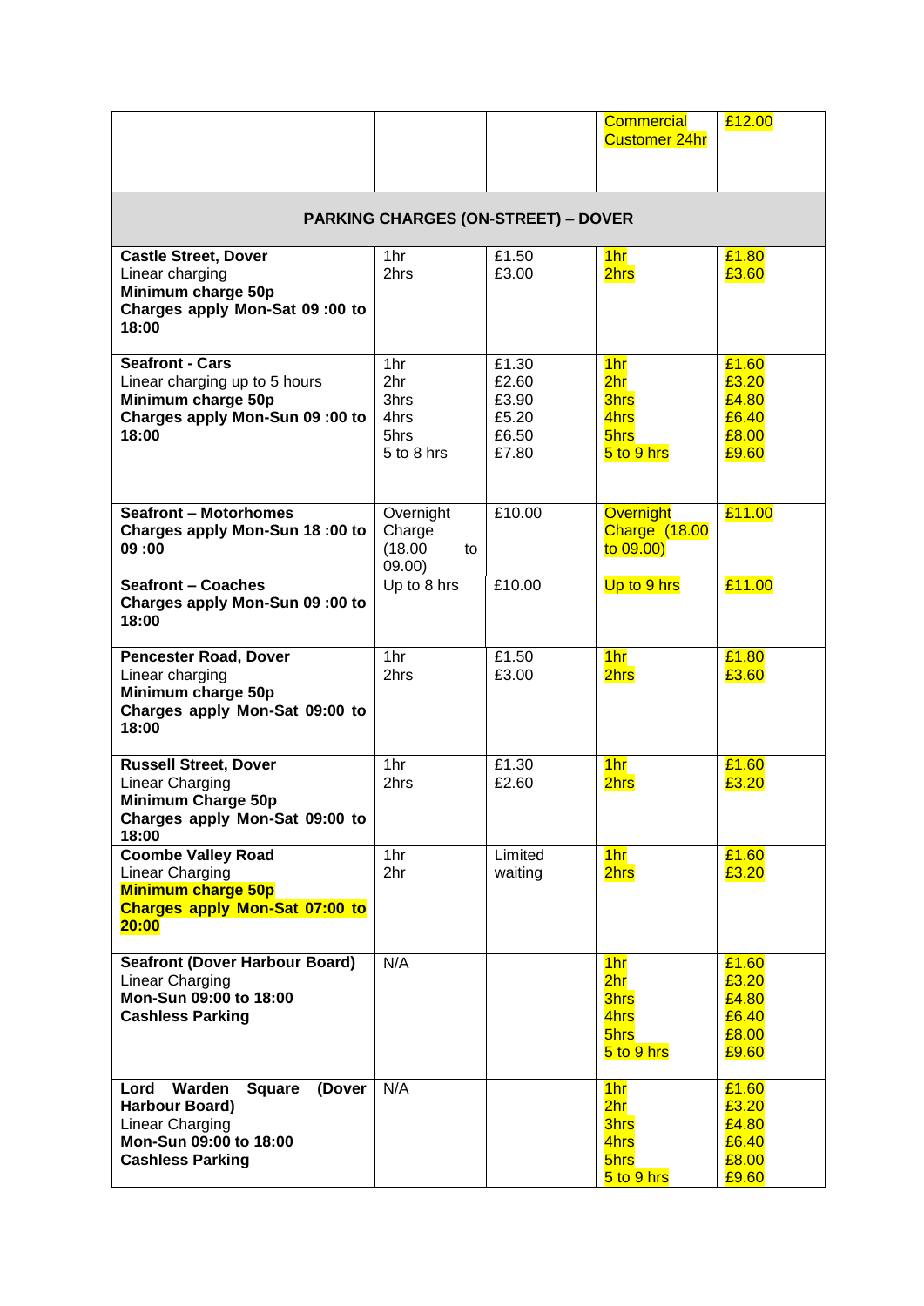| | | | Commercial Customer 24hr | £12.00 |
|---|---|---|---|---|
| **PARKING CHARGES (ON-STREET) – DOVER** | | | | |
| **Castle Street, Dover**<br>Linear charging<br>**Minimum charge 50p**<br>**Charges apply Mon-Sat 09 :00 to 18:00** | 1hr<br>2hrs | £1.50<br>£3.00 | 1hr<br>2hrs | £1.80<br>£3.60 |
| **Seafront - Cars**<br>Linear charging up to 5 hours<br>**Minimum charge 50p**<br>**Charges apply Mon-Sun 09 :00 to 18:00** | 1hr<br>2hr<br>3hrs<br>4hrs<br>5hrs<br>5 to 8 hrs | £1.30<br>£2.60<br>£3.90<br>£5.20<br>£6.50<br>£7.80 | 1hr<br>2hr<br>3hrs<br>4hrs<br>5hrs<br>5 to 9 hrs | £1.60<br>£3.20<br>£4.80<br>£6.40<br>£8.00<br>£9.60 |
| **Seafront – Motorhomes**<br>**Charges apply Mon-Sun 18 :00 to 09 :00** | Overnight Charge (18.00 to 09.00) | £10.00 | Overnight Charge (18.00 to 09.00) | £11.00 |
| **Seafront – Coaches**<br>**Charges apply Mon-Sun 09 :00 to 18:00** | Up to 8 hrs | £10.00 | Up to 9 hrs | £11.00 |
| **Pencester Road, Dover**<br>Linear charging<br>**Minimum charge 50p**<br>**Charges apply Mon-Sat 09:00 to 18:00** | 1hr<br>2hrs | £1.50<br>£3.00 | 1hr<br>2hrs | £1.80<br>£3.60 |
| **Russell Street, Dover**<br>Linear Charging<br>**Minimum Charge 50p**<br>**Charges apply Mon-Sat 09:00 to 18:00** | 1hr<br>2hrs | £1.30<br>£2.60 | 1hr<br>2hrs | £1.60<br>£3.20 |
| **Coombe Valley Road**<br>Linear Charging<br>**Minimum charge 50p**<br>**Charges apply Mon-Sat 07:00 to 20:00** | 1hr<br>2hr | Limited waiting | 1hr<br>2hrs | £1.60<br>£3.20 |
| **Seafront (Dover Harbour Board)**<br>Linear Charging<br>**Mon-Sun 09:00 to 18:00**<br>**Cashless Parking** | N/A | | 1hr<br>2hr<br>3hrs<br>4hrs<br>5hrs<br>5 to 9 hrs | £1.60<br>£3.20<br>£4.80<br>£6.40<br>£8.00<br>£9.60 |
| **Lord Warden Square (Dover Harbour Board)**<br>Linear Charging<br>**Mon-Sun 09:00 to 18:00**<br>**Cashless Parking** | N/A | | 1hr<br>2hr<br>3hrs<br>4hrs<br>5hrs<br>5 to 9 hrs | £1.60<br>£3.20<br>£4.80<br>£6.40<br>£8.00<br>£9.60 |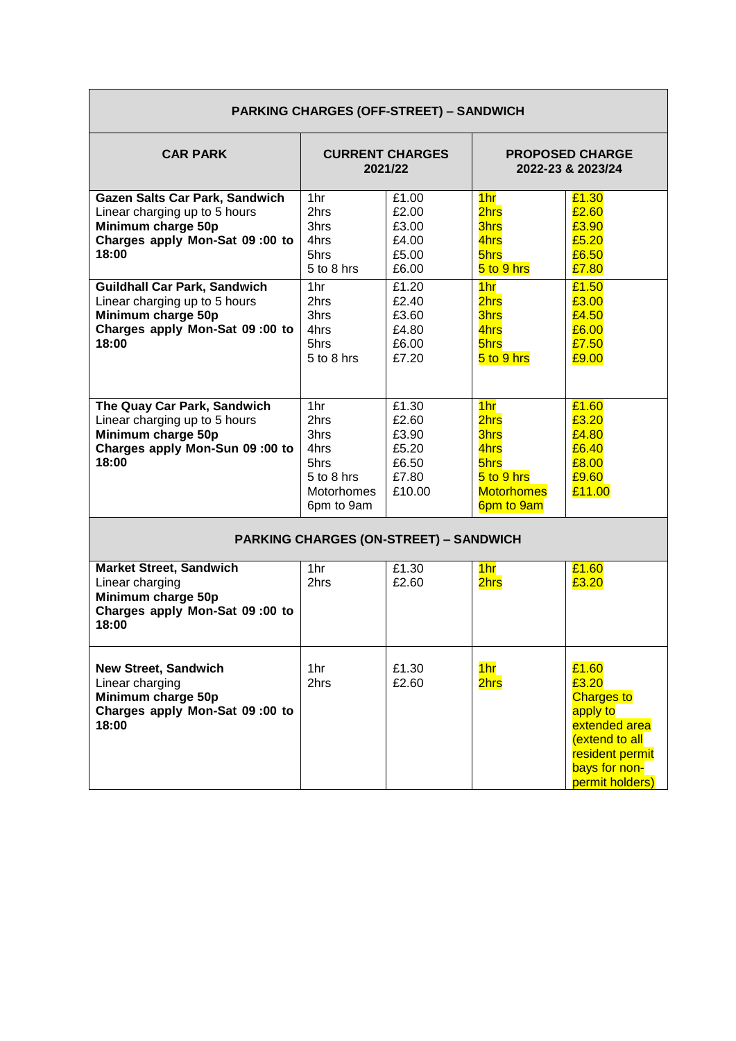| PARKING CHARGES (OFF-STREET) – SANDWICH | | | | |
|---|---|---|---|---|
| **CAR PARK** | **CURRENT CHARGES** 2021/22 | | **PROPOSED CHARGE** 2022-23 & 2023/24 | |
| **Gazen Salts Car Park, Sandwich**<br>Linear charging up to 5 hours<br>**Minimum charge 50p**<br>**Charges apply Mon-Sat 09 :00 to 18:00** | 1hr<br>2hrs<br>3hrs<br>4hrs<br>5hrs<br>5 to 8 hrs | £1.00<br>£2.00<br>£3.00<br>£4.00<br>£5.00<br>£6.00 | 1hr<br>2hrs<br>3hrs<br>4hrs<br>5hrs<br>5 to 9 hrs | £1.30<br>£2.60<br>£3.90<br>£5.20<br>£6.50<br>£7.80 |
| **Guildhall Car Park, Sandwich**<br>Linear charging up to 5 hours<br>**Minimum charge 50p**<br>**Charges apply Mon-Sat 09 :00 to 18:00** | 1hr<br>2hrs<br>3hrs<br>4hrs<br>5hrs<br>5 to 8 hrs | £1.20<br>£2.40<br>£3.60<br>£4.80<br>£6.00<br>£7.20 | 1hr<br>2hrs<br>3hrs<br>4hrs<br>5hrs<br>5 to 9 hrs | £1.50<br>£3.00<br>£4.50<br>£6.00<br>£7.50<br>£9.00 |
| **The Quay Car Park, Sandwich**<br>Linear charging up to 5 hours<br>**Minimum charge 50p**<br>**Charges apply Mon-Sun 09 :00 to 18:00** | 1hr<br>2hrs<br>3hrs<br>4hrs<br>5hrs<br>5 to 8 hrs<br>Motorhomes 6pm to 9am | £1.30<br>£2.60<br>£3.90<br>£5.20<br>£6.50<br>£7.80<br>£10.00 | 1hr<br>2hrs<br>3hrs<br>4hrs<br>5hrs<br>5 to 9 hrs<br>Motorhomes 6pm to 9am | £1.60<br>£3.20<br>£4.80<br>£6.40<br>£8.00<br>£9.60<br>£11.00 |
| **PARKING CHARGES (ON-STREET) – SANDWICH** | | | | |
| **Market Street, Sandwich**<br>Linear charging<br>**Minimum charge 50p**<br>**Charges apply Mon-Sat 09 :00 to 18:00** | 1hr<br>2hrs | £1.30<br>£2.60 | 1hr<br>2hrs | £1.60<br>£3.20 |
| **New Street, Sandwich**<br>Linear charging<br>**Minimum charge 50p**<br>**Charges apply Mon-Sat 09 :00 to 18:00** | 1hr<br>2hrs | £1.30<br>£2.60 | 1hr<br>2hrs | £1.60<br>£3.20<br>Charges to apply to extended area (extend to all resident permit bays for non-permit holders) |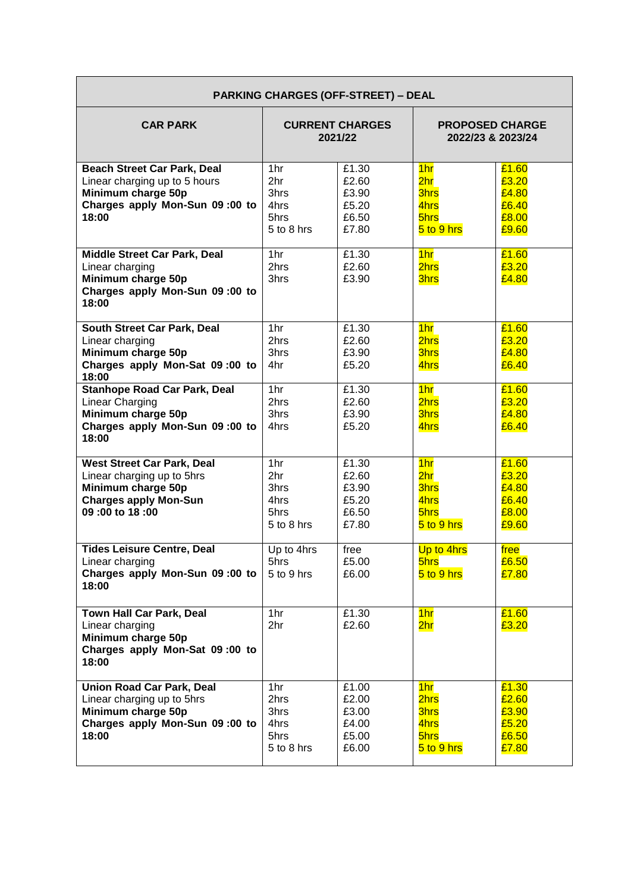| PARKING CHARGES (OFF-STREET) – DEAL | | | | |
|---|---|---|---|---|
| **CAR PARK** | **CURRENT CHARGES 2021/22** | | **PROPOSED CHARGE 2022/23 & 2023/24** | |
| **Beach Street Car Park, Deal**<br>Linear charging up to 5 hours<br>**Minimum charge 50p**<br>**Charges apply Mon-Sun 09 :00 to 18:00** | 1hr<br>2hr<br>3hrs<br>4hrs<br>5hrs<br>5 to 8 hrs | £1.30<br>£2.60<br>£3.90<br>£5.20<br>£6.50<br>£7.80 | 1hr<br>2hr<br>3hrs<br>4hrs<br>5hrs<br>5 to 9 hrs | £1.60<br>£3.20<br>£4.80<br>£6.40<br>£8.00<br>£9.60 |
| **Middle Street Car Park, Deal**<br>Linear charging<br>**Minimum charge 50p**<br>**Charges apply Mon-Sun 09 :00 to 18:00** | 1hr<br>2hrs<br>3hrs | £1.30<br>£2.60<br>£3.90 | 1hr<br>2hrs<br>3hrs | £1.60<br>£3.20<br>£4.80 |
| **South Street Car Park, Deal**<br>Linear charging<br>**Minimum charge 50p**<br>**Charges apply Mon-Sat 09 :00 to 18:00** | 1hr<br>2hrs<br>3hrs<br>4hr | £1.30<br>£2.60<br>£3.90<br>£5.20 | 1hr<br>2hrs<br>3hrs<br>4hrs | £1.60<br>£3.20<br>£4.80<br>£6.40 |
| **Stanhope Road Car Park, Deal**<br>Linear Charging<br>**Minimum charge 50p**<br>**Charges apply Mon-Sun 09 :00 to 18:00** | 1hr<br>2hrs<br>3hrs<br>4hrs | £1.30<br>£2.60<br>£3.90<br>£5.20 | 1hr<br>2hrs<br>3hrs<br>4hrs | £1.60<br>£3.20<br>£4.80<br>£6.40 |
| **West Street Car Park, Deal**<br>Linear charging up to 5hrs<br>**Minimum charge 50p**<br>**Charges apply Mon-Sun 09 :00 to 18 :00** | 1hr<br>2hr<br>3hrs<br>4hrs<br>5hrs<br>5 to 8 hrs | £1.30<br>£2.60<br>£3.90<br>£5.20<br>£6.50<br>£7.80 | 1hr<br>2hr<br>3hrs<br>4hrs<br>5hrs<br>5 to 9 hrs | £1.60<br>£3.20<br>£4.80<br>£6.40<br>£8.00<br>£9.60 |
| **Tides Leisure Centre, Deal**<br>Linear charging<br>**Charges apply Mon-Sun 09 :00 to 18:00** | Up to 4hrs<br>5hrs<br>5 to 9 hrs | free<br>£5.00<br>£6.00 | Up to 4hrs<br>5hrs<br>5 to 9 hrs | free<br>£6.50<br>£7.80 |
| **Town Hall Car Park, Deal**<br>Linear charging<br>**Minimum charge 50p**<br>**Charges apply Mon-Sat 09 :00 to 18:00** | 1hr<br>2hr | £1.30<br>£2.60 | 1hr<br>2hr | £1.60<br>£3.20 |
| **Union Road Car Park, Deal**<br>Linear charging up to 5hrs<br>**Minimum charge 50p**<br>**Charges apply Mon-Sun 09 :00 to 18:00** | 1hr<br>2hrs<br>3hrs<br>4hrs<br>5hrs<br>5 to 8 hrs | £1.00<br>£2.00<br>£3.00<br>£4.00<br>£5.00<br>£6.00 | 1hr<br>2hrs<br>3hrs<br>4hrs<br>5hrs<br>5 to 9 hrs | £1.30<br>£2.60<br>£3.90<br>£5.20<br>£6.50<br>£7.80 |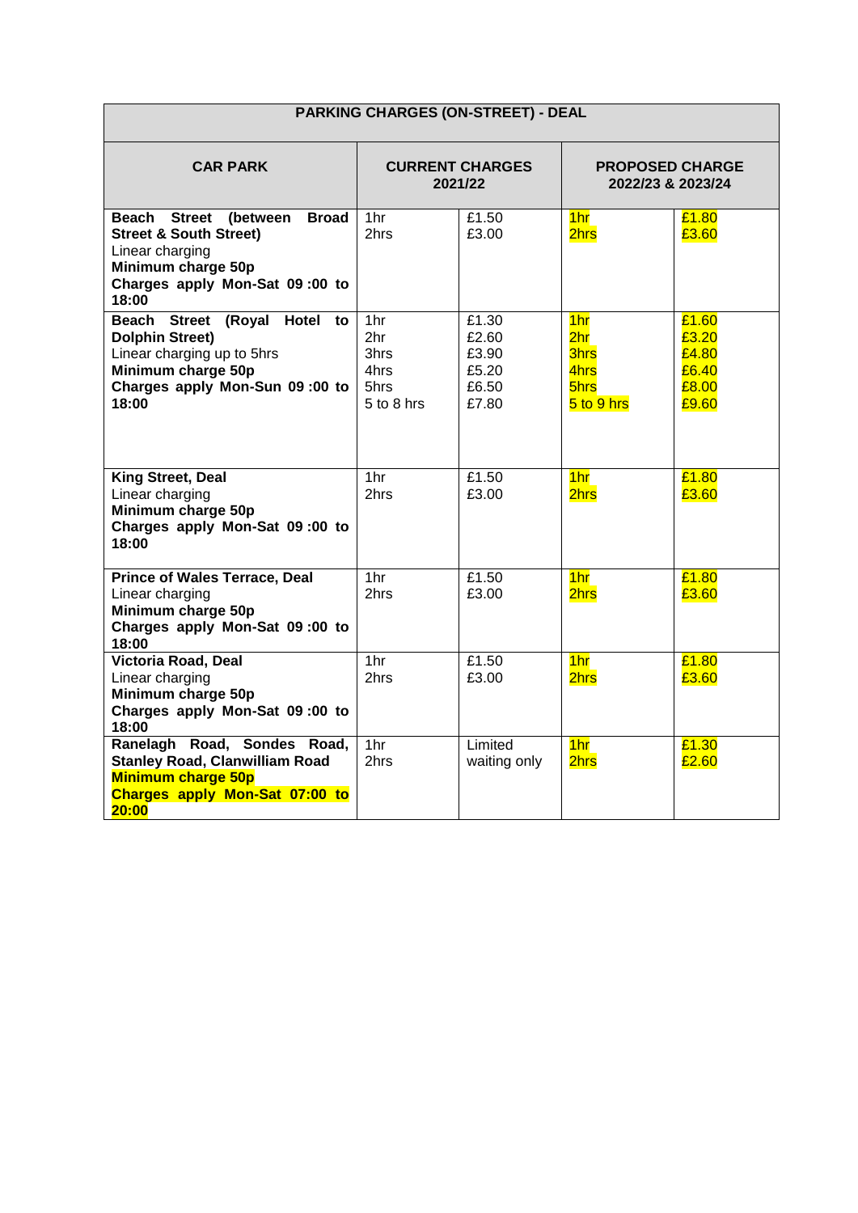| PARKING CHARGES (ON-STREET) - DEAL | | | | |
|---|---|---|---|---|
| **CAR PARK** | **CURRENT CHARGES 2021/22** | | **PROPOSED CHARGE 2022/23 & 2023/24** | |
| **Beach Street (between Broad Street & South Street)**<br>Linear charging<br>**Minimum charge 50p**<br>**Charges apply Mon-Sat 09 :00 to 18:00** | 1hr<br>2hrs | £1.50<br>£3.00 | 1hr<br>2hrs | £1.80<br>£3.60 |
| **Beach Street (Royal Hotel to Dolphin Street)**<br>Linear charging up to 5hrs<br>**Minimum charge 50p**<br>**Charges apply Mon-Sun 09 :00 to 18:00** | 1hr<br>2hr<br>3hrs<br>4hrs<br>5hrs<br>5 to 8 hrs | £1.30<br>£2.60<br>£3.90<br>£5.20<br>£6.50<br>£7.80 | 1hr<br>2hr<br>3hrs<br>4hrs<br>5hrs<br>5 to 9 hrs | £1.60<br>£3.20<br>£4.80<br>£6.40<br>£8.00<br>£9.60 |
| **King Street, Deal**<br>Linear charging<br>**Minimum charge 50p**<br>**Charges apply Mon-Sat 09 :00 to 18:00** | 1hr<br>2hrs | £1.50<br>£3.00 | 1hr<br>2hrs | £1.80<br>£3.60 |
| **Prince of Wales Terrace, Deal**<br>Linear charging<br>**Minimum charge 50p**<br>**Charges apply Mon-Sat 09 :00 to 18:00** | 1hr<br>2hrs | £1.50<br>£3.00 | 1hr<br>2hrs | £1.80<br>£3.60 |
| **Victoria Road, Deal**<br>Linear charging<br>**Minimum charge 50p**<br>**Charges apply Mon-Sat 09 :00 to 18:00** | 1hr<br>2hrs | £1.50<br>£3.00 | 1hr<br>2hrs | £1.80<br>£3.60 |
| **Ranelagh Road, Sondes Road, Stanley Road, Clanwilliam Road**<br>**Minimum charge 50p**<br>**Charges apply Mon-Sat 07:00 to 20:00** | 1hr<br>2hrs | Limited waiting only | 1hr<br>2hrs | £1.30<br>£2.60 |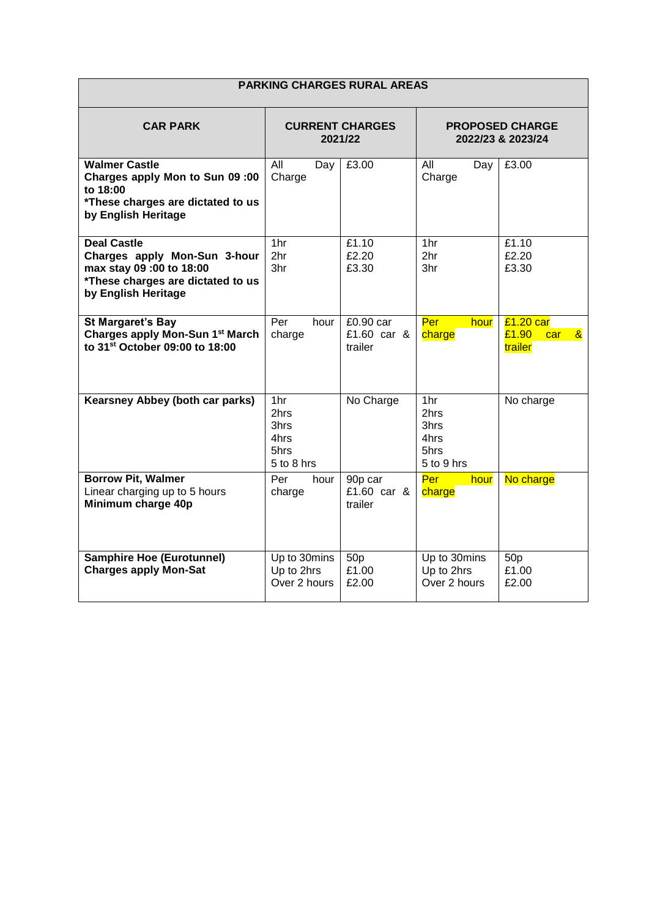| PARKING CHARGES RURAL AREAS | | | | |
|---|---|---|---|---|
| **CAR PARK** | **CURRENT CHARGES 2021/22** | | **PROPOSED CHARGE 2022/23 & 2023/24** | |
| **Walmer Castle**<br>**Charges apply Mon to Sun 09 :00 to 18:00**<br>***These charges are dictated to us by English Heritage** | All Day Charge | £3.00 | All Day Charge | £3.00 |
| **Deal Castle**<br>**Charges apply Mon-Sun 3-hour max stay 09 :00 to 18:00**<br>***These charges are dictated to us by English Heritage** | 1hr<br>2hr<br>3hr | £1.10<br>£2.20<br>£3.30 | 1hr<br>2hr<br>3hr | £1.10<br>£2.20<br>£3.30 |
| **St Margaret's Bay**<br>**Charges apply Mon-Sun 1st March to 31st October 09:00 to 18:00** | Per hour charge | £0.90 car<br>£1.60 car & trailer | Per hour charge | £1.20 car<br>£1.90 car & trailer |
| **Kearsney Abbey (both car parks)** | 1hr<br>2hrs<br>3hrs<br>4hrs<br>5hrs<br>5 to 8 hrs | No Charge | 1hr<br>2hrs<br>3hrs<br>4hrs<br>5hrs<br>5 to 9 hrs | No charge |
| **Borrow Pit, Walmer**<br>Linear charging up to 5 hours<br>**Minimum charge 40p** | Per hour charge | 90p car<br>£1.60 car & trailer | Per hour charge | No charge |
| **Samphire Hoe (Eurotunnel)**<br>**Charges apply Mon-Sat** | Up to 30mins<br>Up to 2hrs<br>Over 2 hours | 50p<br>£1.00<br>£2.00 | Up to 30mins<br>Up to 2hrs<br>Over 2 hours | 50p<br>£1.00<br>£2.00 |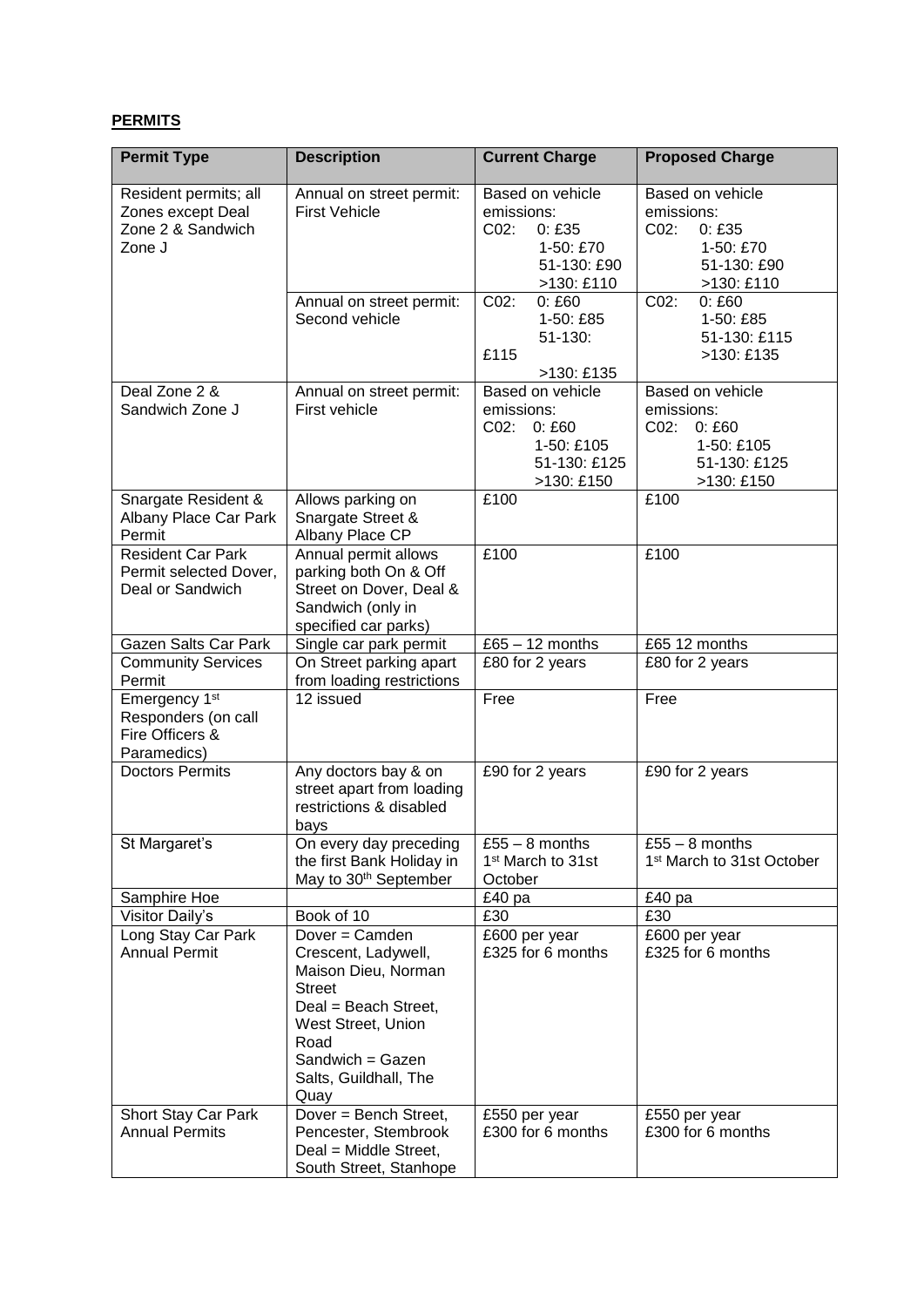**PERMITS**

| Permit Type | Description | Current Charge | Proposed Charge |
|---|---|---|---|
| Resident permits; all Zones except Deal Zone 2 & Sandwich Zone J | Annual on street permit: First Vehicle | Based on vehicle emissions: C02: 0: £35 1-50: £70 51-130: £90 >130: £110 | Based on vehicle emissions: C02: 0: £35 1-50: £70 51-130: £90 >130: £110 |
| | Annual on street permit: Second vehicle | C02: 0: £60 1-50: £85 51-130: £115 >130: £135 | C02: 0: £60 1-50: £85 51-130: £115 >130: £135 |
| Deal Zone 2 & Sandwich Zone J | Annual on street permit: First vehicle | Based on vehicle emissions: C02: 0: £60 1-50: £105 51-130: £125 >130: £150 | Based on vehicle emissions: C02: 0: £60 1-50: £105 51-130: £125 >130: £150 |
| Snargate Resident & Albany Place Car Park Permit | Allows parking on Snargate Street & Albany Place CP | £100 | £100 |
| Resident Car Park Permit selected Dover, Deal or Sandwich | Annual permit allows parking both On & Off Street on Dover, Deal & Sandwich (only in specified car parks) | £100 | £100 |
| Gazen Salts Car Park | Single car park permit | £65 – 12 months | £65 12 months |
| Community Services Permit | On Street parking apart from loading restrictions | £80 for 2 years | £80 for 2 years |
| Emergency 1st Responders (on call Fire Officers & Paramedics) | 12 issued | Free | Free |
| Doctors Permits | Any doctors bay & on street apart from loading restrictions & disabled bays | £90 for 2 years | £90 for 2 years |
| St Margaret's | On every day preceding the first Bank Holiday in May to 30th September | £55 – 8 months 1st March to 31st October | £55 – 8 months 1st March to 31st October |
| Samphire Hoe | | £40 pa | £40 pa |
| Visitor Daily's | Book of 10 | £30 | £30 |
| Long Stay Car Park Annual Permit | Dover = Camden Crescent, Ladywell, Maison Dieu, Norman Street Deal = Beach Street, West Street, Union Road Sandwich = Gazen Salts, Guildhall, The Quay | £600 per year £325 for 6 months | £600 per year £325 for 6 months |
| Short Stay Car Park Annual Permits | Dover = Bench Street, Pencester, Stembrook Deal = Middle Street, South Street, Stanhope | £550 per year £300 for 6 months | £550 per year £300 for 6 months |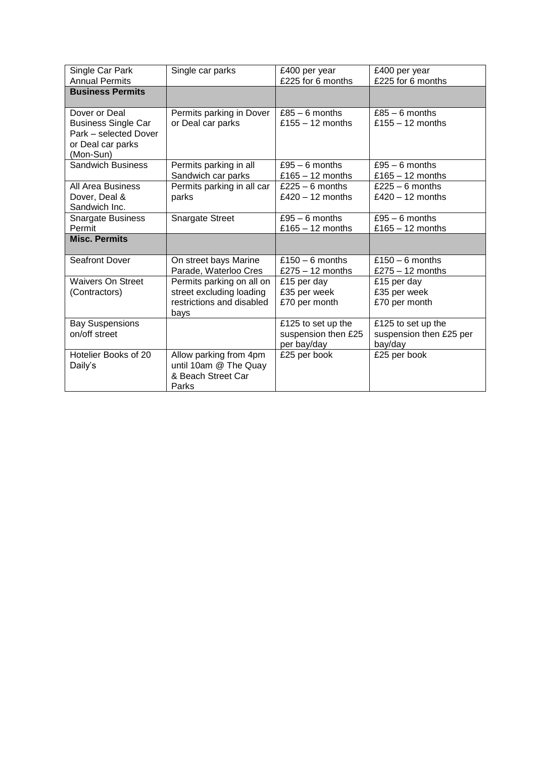| | | | |
|---|---|---|---|
| Single Car Park Annual Permits | Single car parks | £400 per year<br>£225 for 6 months | £400 per year<br>£225 for 6 months |
| **Business Permits** | | | |
| Dover or Deal Business Single Car Park – selected Dover or Deal car parks (Mon-Sun) | Permits parking in Dover or Deal car parks | £85 – 6 months<br>£155 – 12 months | £85 – 6 months<br>£155 – 12 months |
| Sandwich Business | Permits parking in all Sandwich car parks | £95 – 6 months<br>£165 – 12 months | £95 – 6 months<br>£165 – 12 months |
| All Area Business Dover, Deal & Sandwich Inc. | Permits parking in all car parks | £225 – 6 months<br>£420 – 12 months | £225 – 6 months<br>£420 – 12 months |
| Snargate Business Permit | Snargate Street | £95 – 6 months<br>£165 – 12 months | £95 – 6 months<br>£165 – 12 months |
| **Misc. Permits** | | | |
| Seafront Dover | On street bays Marine Parade, Waterloo Cres | £150 – 6 months<br>£275 – 12 months | £150 – 6 months<br>£275 – 12 months |
| Waivers On Street (Contractors) | Permits parking on all on street excluding loading restrictions and disabled bays | £15 per day<br>£35 per week<br>£70 per month | £15 per day<br>£35 per week<br>£70 per month |
| Bay Suspensions on/off street | | £125 to set up the suspension then £25 per bay/day | £125 to set up the suspension then £25 per bay/day |
| Hotelier Books of 20 Daily's | Allow parking from 4pm until 10am @ The Quay & Beach Street Car Parks | £25 per book | £25 per book |